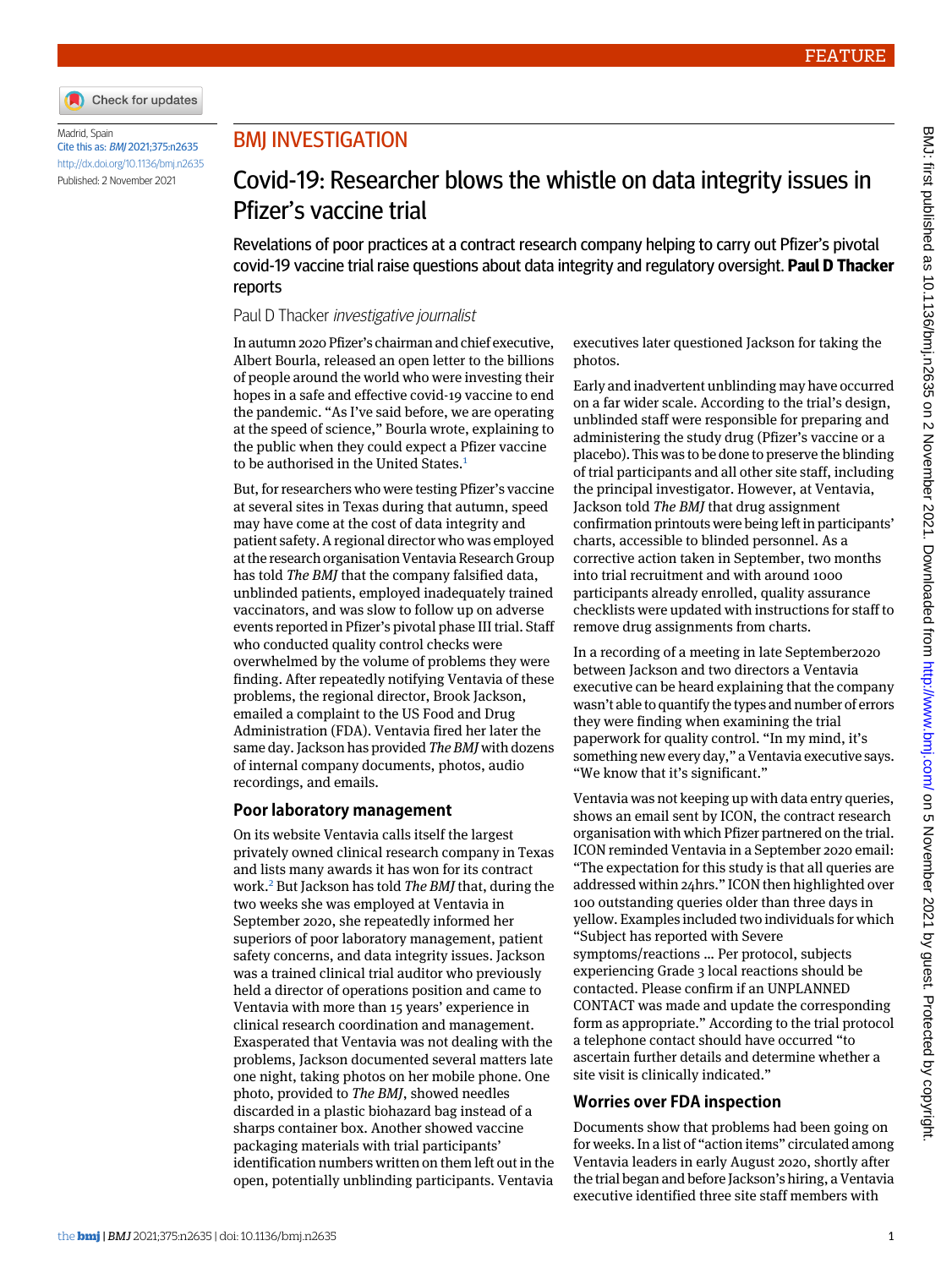FEATURE

Madrid, Spain

Cite this as: *BMJ* 2021;375:n2635

http://dx.doi.org/10.1136/bmj.n2635

Published: 2 November 2021

## BMJ INVESTIGATION

# Covid-19: Researcher blows the whistle on data integrity issues in Pfizer's vaccine trial

Revelations of poor practices at a contract research company helping to carry out Pfizer's pivotal covid-19 vaccine trial raise questions about data integrity and regulatory oversight. **Paul D Thacker** reports

Paul D Thacker *investigative journalist*

In autumn 2020 Pfizer's chairman and chief executive, Albert Bourla, released an open letter to the billions of people around the world who were investing their hopes in a safe and effective covid-19 vaccine to end the pandemic. "As I've said before, we are operating at the speed of science," Bourla wrote, explaining to the public when they could expect a Pfizer vaccine to be authorised in the United States.[1]

But, for researchers who were testing Pfizer's vaccine at several sites in Texas during that autumn, speed may have come at the cost of data integrity and patient safety. A regional director who was employed at the research organisation Ventavia Research Group has told *The BMJ* that the company falsified data, unblinded patients, employed inadequately trained vaccinators, and was slow to follow up on adverse events reported in Pfizer's pivotal phase III trial. Staff who conducted quality control checks were overwhelmed by the volume of problems they were finding. After repeatedly notifying Ventavia of these problems, the regional director, Brook Jackson, emailed a complaint to the US Food and Drug Administration (FDA). Ventavia fired her later the same day. Jackson has provided *The BMJ* with dozens of internal company documents, photos, audio recordings, and emails.

### Poor laboratory management

On its website Ventavia calls itself the largest privately owned clinical research company in Texas and lists many awards it has won for its contract work.[2] But Jackson has told *The BMJ* that, during the two weeks she was employed at Ventavia in September 2020, she repeatedly informed her superiors of poor laboratory management, patient safety concerns, and data integrity issues. Jackson was a trained clinical trial auditor who previously held a director of operations position and came to Ventavia with more than 15 years' experience in clinical research coordination and management. Exasperated that Ventavia was not dealing with the problems, Jackson documented several matters late one night, taking photos on her mobile phone. One photo, provided to *The BMJ*, showed needles discarded in a plastic biohazard bag instead of a sharps container box. Another showed vaccine packaging materials with trial participants' identification numbers written on them left out in the open, potentially unblinding participants. Ventavia executives later questioned Jackson for taking the photos.

Early and inadvertent unblinding may have occurred on a far wider scale. According to the trial's design, unblinded staff were responsible for preparing and administering the study drug (Pfizer's vaccine or a placebo). This was to be done to preserve the blinding of trial participants and all other site staff, including the principal investigator. However, at Ventavia, Jackson told *The BMJ* that drug assignment confirmation printouts were being left in participants' charts, accessible to blinded personnel. As a corrective action taken in September, two months into trial recruitment and with around 1000 participants already enrolled, quality assurance checklists were updated with instructions for staff to remove drug assignments from charts.

In a recording of a meeting in late September2020 between Jackson and two directors a Ventavia executive can be heard explaining that the company wasn't able to quantify the types and number of errors they were finding when examining the trial paperwork for quality control. "In my mind, it's something new every day," a Ventavia executive says. "We know that it's significant."

Ventavia was not keeping up with data entry queries, shows an email sent by ICON, the contract research organisation with which Pfizer partnered on the trial. ICON reminded Ventavia in a September 2020 email: "The expectation for this study is that all queries are addressed within 24hrs." ICON then highlighted over 100 outstanding queries older than three days in yellow. Examples included two individuals for which "Subject has reported with Severe symptoms/reactions … Per protocol, subjects experiencing Grade 3 local reactions should be contacted. Please confirm if an UNPLANNED CONTACT was made and update the corresponding form as appropriate." According to the trial protocol a telephone contact should have occurred "to ascertain further details and determine whether a site visit is clinically indicated."

### Worries over FDA inspection

Documents show that problems had been going on for weeks. In a list of "action items" circulated among Ventavia leaders in early August 2020, shortly after the trial began and before Jackson's hiring, a Ventavia executive identified three site staff members with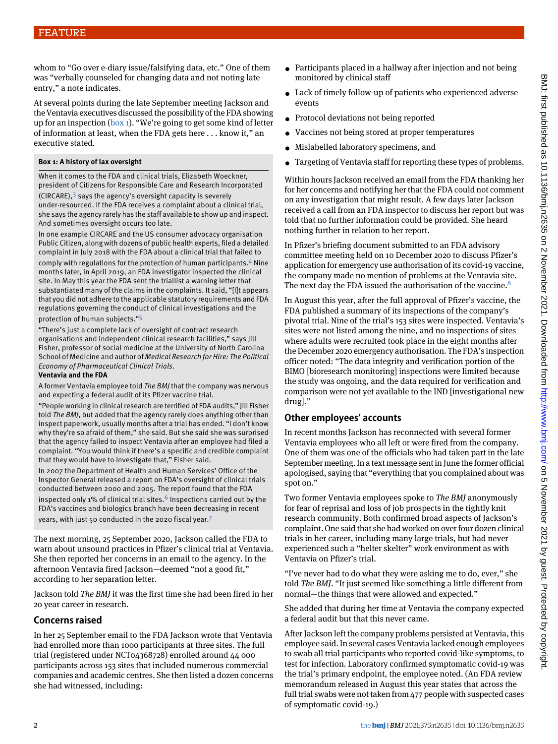whom to "Go over e-diary issue/falsifying data, etc." One of them was "verbally counseled for changing data and not noting late entry," a note indicates.

At several points during the late September meeting Jackson and the Ventavia executives discussed the possibility of the FDA showing up for an inspection (box 1). "We're going to get some kind of letter of information at least, when the FDA gets here . . . know it," an executive stated.

**Box 1: A history of lax oversight**

When it comes to the FDA and clinical trials, Elizabeth Woeckner, president of Citizens for Responsible Care and Research Incorporated (CIRCARE),[3] says the agency's oversight capacity is severely under-resourced. If the FDA receives a complaint about a clinical trial, she says the agency rarely has the staff available to show up and inspect. And sometimes oversight occurs too late.

In one example CIRCARE and the US consumer advocacy organisation Public Citizen, along with dozens of public health experts, filed a detailed complaint in July 2018 with the FDA about a clinical trial that failed to comply with regulations for the protection of human participants.[4] Nine months later, in April 2019, an FDA investigator inspected the clinical site. In May this year the FDA sent the triallist a warning letter that substantiated many of the claims in the complaints. It said, "[I]t appears that you did not adhere to the applicable statutory requirements and FDA regulations governing the conduct of clinical investigations and the protection of human subjects."[5]

"There's just a complete lack of oversight of contract research organisations and independent clinical research facilities," says Jill Fisher, professor of social medicine at the University of North Carolina School of Medicine and author of *Medical Research for Hire: The Political Economy of Pharmaceutical Clinical Trials*.

**Ventavia and the FDA**

A former Ventavia employee told *The BMJ* that the company was nervous and expecting a federal audit of its Pfizer vaccine trial.

"People working in clinical research are terrified of FDA audits," Jill Fisher told *The BMJ*, but added that the agency rarely does anything other than inspect paperwork, usually months after a trial has ended. "I don't know why they're so afraid of them," she said. But she said she was surprised that the agency failed to inspect Ventavia after an employee had filed a complaint. "You would think if there's a specific and credible complaint that they would have to investigate that," Fisher said.

In 2007 the Department of Health and Human Services' Office of the Inspector General released a report on FDA's oversight of clinical trials conducted between 2000 and 2005. The report found that the FDA inspected only 1% of clinical trial sites.[6] Inspections carried out by the FDA's vaccines and biologics branch have been decreasing in recent years, with just 50 conducted in the 2020 fiscal year.[7]

The next morning, 25 September 2020, Jackson called the FDA to warn about unsound practices in Pfizer's clinical trial at Ventavia. She then reported her concerns in an email to the agency. In the afternoon Ventavia fired Jackson—deemed "not a good fit," according to her separation letter.

Jackson told *The BMJ* it was the first time she had been fired in her 20 year career in research.

## Concerns raised

In her 25 September email to the FDA Jackson wrote that Ventavia had enrolled more than 1000 participants at three sites. The full trial (registered under NCT04368728) enrolled around 44 000 participants across 153 sites that included numerous commercial companies and academic centres. She then listed a dozen concerns she had witnessed, including:

- Participants placed in a hallway after injection and not being monitored by clinical staff
- Lack of timely follow-up of patients who experienced adverse events
- Protocol deviations not being reported
- Vaccines not being stored at proper temperatures
- Mislabelled laboratory specimens, and
- Targeting of Ventavia staff for reporting these types of problems.

Within hours Jackson received an email from the FDA thanking her for her concerns and notifying her that the FDA could not comment on any investigation that might result. A few days later Jackson received a call from an FDA inspector to discuss her report but was told that no further information could be provided. She heard nothing further in relation to her report.

In Pfizer's briefing document submitted to an FDA advisory committee meeting held on 10 December 2020 to discuss Pfizer's application for emergency use authorisation of its covid-19 vaccine, the company made no mention of problems at the Ventavia site. The next day the FDA issued the authorisation of the vaccine.[8]

In August this year, after the full approval of Pfizer's vaccine, the FDA published a summary of its inspections of the company's pivotal trial. Nine of the trial's 153 sites were inspected. Ventavia's sites were not listed among the nine, and no inspections of sites where adults were recruited took place in the eight months after the December 2020 emergency authorisation. The FDA's inspection officer noted: "The data integrity and verification portion of the BIMO [bioresearch monitoring] inspections were limited because the study was ongoing, and the data required for verification and comparison were not yet available to the IND [investigational new drug]."

## Other employees' accounts

In recent months Jackson has reconnected with several former Ventavia employees who all left or were fired from the company. One of them was one of the officials who had taken part in the late September meeting. In a text message sent in June the former official apologised, saying that "everything that you complained about was spot on."

Two former Ventavia employees spoke to *The BMJ* anonymously for fear of reprisal and loss of job prospects in the tightly knit research community. Both confirmed broad aspects of Jackson's complaint. One said that she had worked on over four dozen clinical trials in her career, including many large trials, but had never experienced such a "helter skelter" work environment as with Ventavia on Pfizer's trial.

"I've never had to do what they were asking me to do, ever," she told *The BMJ*. "It just seemed like something a little different from normal—the things that were allowed and expected."

She added that during her time at Ventavia the company expected a federal audit but that this never came.

After Jackson left the company problems persisted at Ventavia, this employee said. In several cases Ventavia lacked enough employees to swab all trial participants who reported covid-like symptoms, to test for infection. Laboratory confirmed symptomatic covid-19 was the trial's primary endpoint, the employee noted. (An FDA review memorandum released in August this year states that across the full trial swabs were not taken from 477 people with suspected cases of symptomatic covid-19.)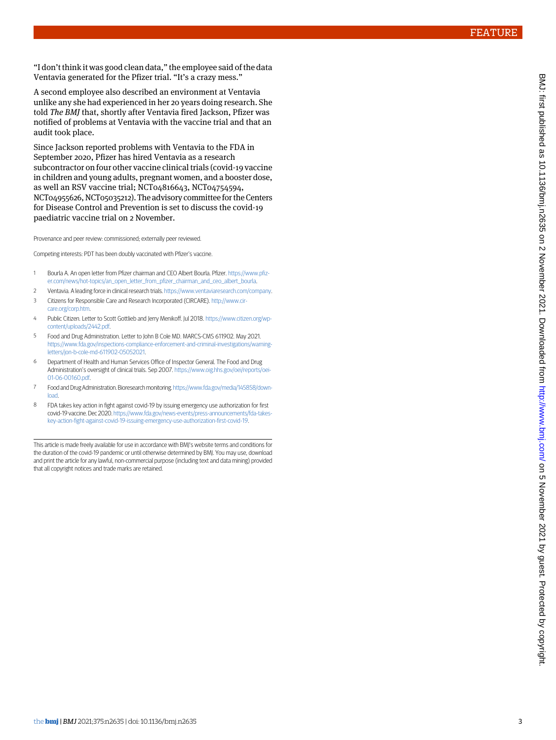"I don't think it was good clean data," the employee said of the data Ventavia generated for the Pfizer trial. "It's a crazy mess."

A second employee also described an environment at Ventavia unlike any she had experienced in her 20 years doing research. She told *The BMJ* that, shortly after Ventavia fired Jackson, Pfizer was notified of problems at Ventavia with the vaccine trial and that an audit took place.

Since Jackson reported problems with Ventavia to the FDA in September 2020, Pfizer has hired Ventavia as a research subcontractor on four other vaccine clinical trials (covid-19 vaccine in children and young adults, pregnant women, and a booster dose, as well an RSV vaccine trial; NCT04816643, NCT04754594, NCT04955626, NCT05035212). The advisory committee for the Centers for Disease Control and Prevention is set to discuss the covid-19 paediatric vaccine trial on 2 November.

Provenance and peer review: commissioned; externally peer reviewed.

Competing interests: PDT has been doubly vaccinated with Pfizer's vaccine.

1. Bourla A. An open letter from Pfizer chairman and CEO Albert Bourla. Pfizer. https://www.pfizer.com/news/hot-topics/an_open_letter_from_pfizer_chairman_and_ceo_albert_bourla.
2. Ventavia. A leading force in clinical research trials. https://www.ventaviaresearch.com/company.
3. Citizens for Responsible Care and Research Incorporated (CIRCARE). http://www.circare.org/corp.htm.
4. Public Citizen. Letter to Scott Gottlieb and Jerry Menikoff. Jul 2018. https://www.citizen.org/wp-content/uploads/2442.pdf.
5. Food and Drug Administration. Letter to John B Cole MD. MARCS-CMS 611902. May 2021. https://www.fda.gov/inspections-compliance-enforcement-and-criminal-investigations/warning-letters/jon-b-cole-md-611902-05052021.
6. Department of Health and Human Services Office of Inspector General. The Food and Drug Administration's oversight of clinical trials. Sep 2007. https://www.oig.hhs.gov/oei/reports/oei-01-06-00160.pdf.
7. Food and Drug Administration. Bioresearch monitoring. https://www.fda.gov/media/145858/download.
8. FDA takes key action in fight against covid-19 by issuing emergency use authorization for first covid-19 vaccine. Dec 2020. https://www.fda.gov/news-events/press-announcements/fda-takes-key-action-fight-against-covid-19-issuing-emergency-use-authorization-first-covid-19.

This article is made freely available for use in accordance with BMJ's website terms and conditions for the duration of the covid-19 pandemic or until otherwise determined by BMJ. You may use, download and print the article for any lawful, non-commercial purpose (including text and data mining) provided that all copyright notices and trade marks are retained.